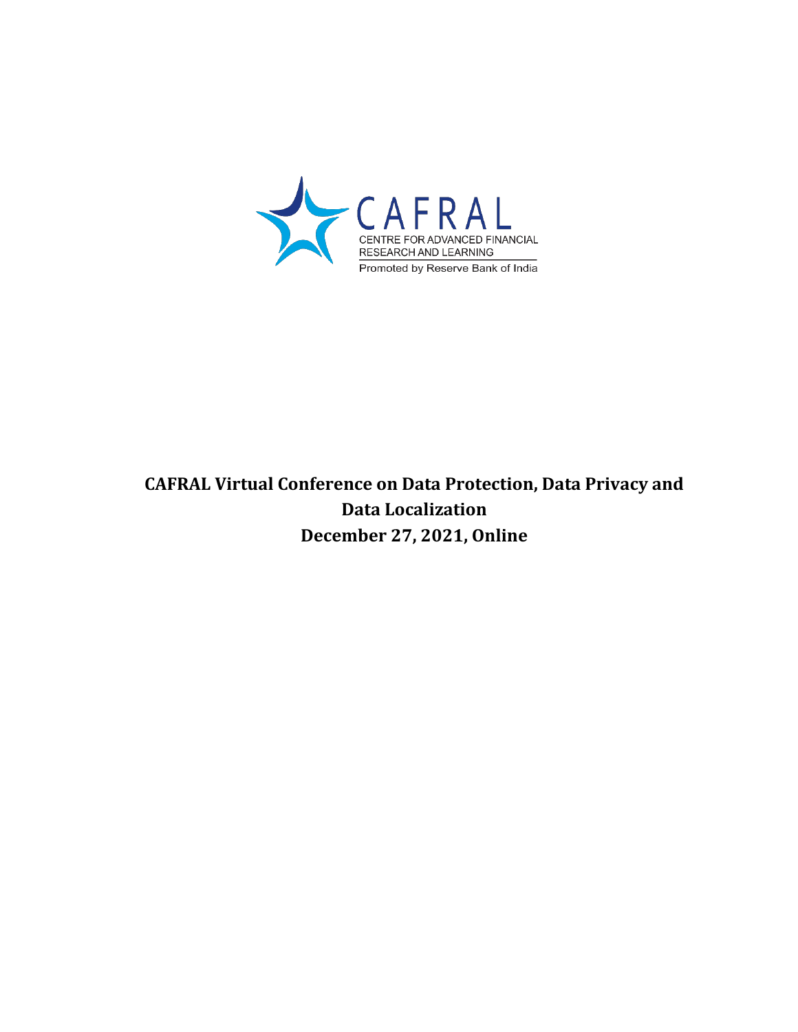CAFRAL

CENTRE FOR ADVANCED FINANCIAL RESEARCH AND LEARNING

Promoted by Reserve Bank of India

# CAFRAL Virtual Conference on Data Protection, Data Privacy and Data Localization

**December 27, 2021, Online**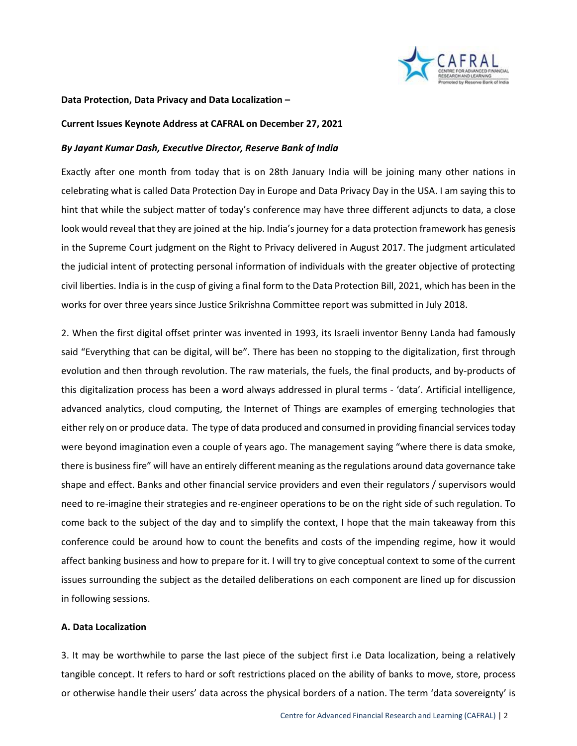**Data Protection, Data Privacy and Data Localization –**

**Current Issues Keynote Address at CAFRAL on December 27, 2021**

***By Jayant Kumar Dash, Executive Director, Reserve Bank of India***

Exactly after one month from today that is on 28th January India will be joining many other nations in celebrating what is called Data Protection Day in Europe and Data Privacy Day in the USA. I am saying this to hint that while the subject matter of today's conference may have three different adjuncts to data, a close look would reveal that they are joined at the hip. India's journey for a data protection framework has genesis in the Supreme Court judgment on the Right to Privacy delivered in August 2017. The judgment articulated the judicial intent of protecting personal information of individuals with the greater objective of protecting civil liberties. India is in the cusp of giving a final form to the Data Protection Bill, 2021, which has been in the works for over three years since Justice Srikrishna Committee report was submitted in July 2018.

2. When the first digital offset printer was invented in 1993, its Israeli inventor Benny Landa had famously said "Everything that can be digital, will be". There has been no stopping to the digitalization, first through evolution and then through revolution. The raw materials, the fuels, the final products, and by-products of this digitalization process has been a word always addressed in plural terms - 'data'. Artificial intelligence, advanced analytics, cloud computing, the Internet of Things are examples of emerging technologies that either rely on or produce data. The type of data produced and consumed in providing financial services today were beyond imagination even a couple of years ago. The management saying "where there is data smoke, there is business fire" will have an entirely different meaning as the regulations around data governance take shape and effect. Banks and other financial service providers and even their regulators / supervisors would need to re-imagine their strategies and re-engineer operations to be on the right side of such regulation. To come back to the subject of the day and to simplify the context, I hope that the main takeaway from this conference could be around how to count the benefits and costs of the impending regime, how it would affect banking business and how to prepare for it. I will try to give conceptual context to some of the current issues surrounding the subject as the detailed deliberations on each component are lined up for discussion in following sessions.

**A. Data Localization**

3. It may be worthwhile to parse the last piece of the subject first i.e Data localization, being a relatively tangible concept. It refers to hard or soft restrictions placed on the ability of banks to move, store, process or otherwise handle their users' data across the physical borders of a nation. The term 'data sovereignty' is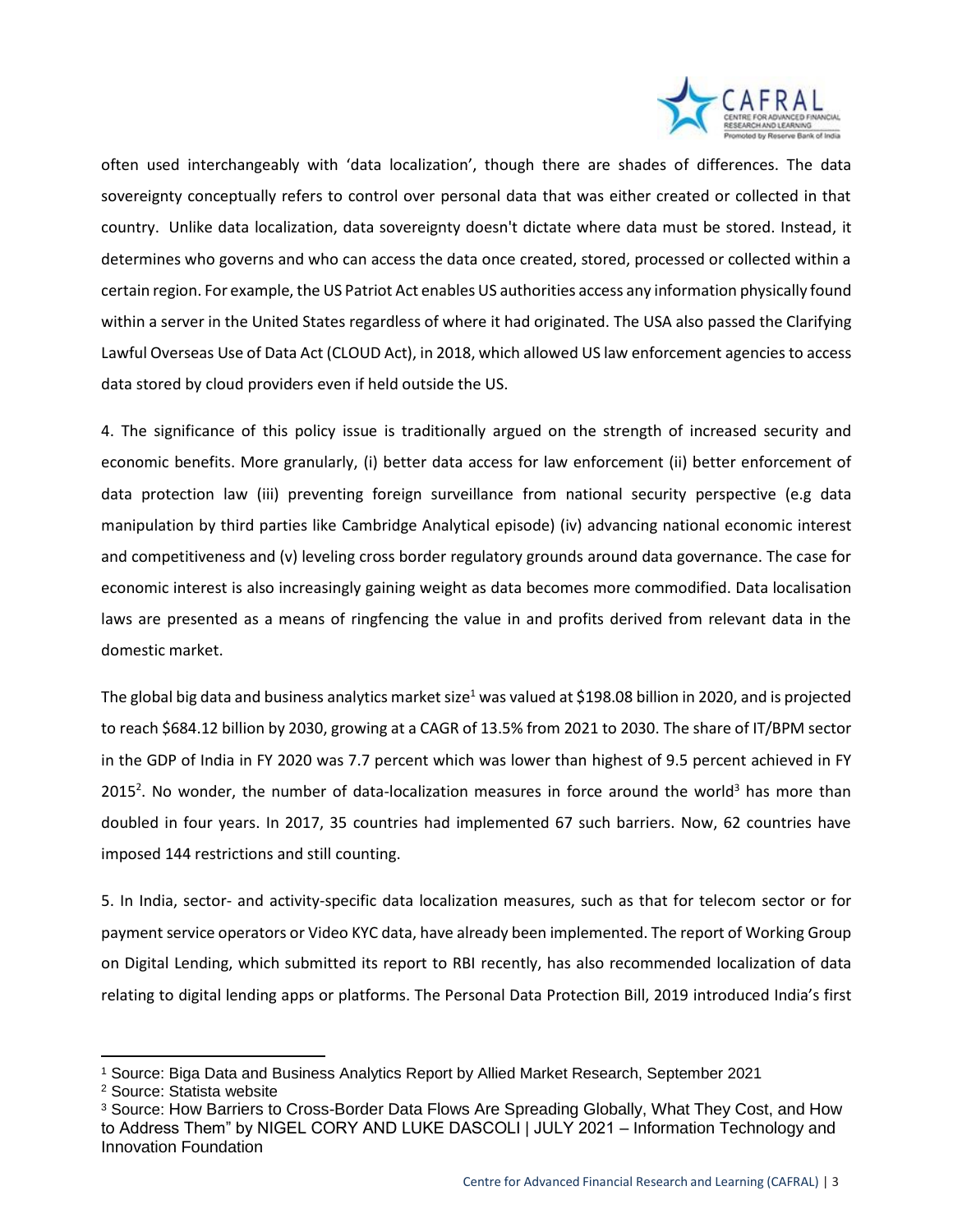often used interchangeably with 'data localization', though there are shades of differences. The data sovereignty conceptually refers to control over personal data that was either created or collected in that country. Unlike data localization, data sovereignty doesn't dictate where data must be stored. Instead, it determines who governs and who can access the data once created, stored, processed or collected within a certain region. For example, the US Patriot Act enables US authorities access any information physically found within a server in the United States regardless of where it had originated. The USA also passed the Clarifying Lawful Overseas Use of Data Act (CLOUD Act), in 2018, which allowed US law enforcement agencies to access data stored by cloud providers even if held outside the US.

4. The significance of this policy issue is traditionally argued on the strength of increased security and economic benefits. More granularly, (i) better data access for law enforcement (ii) better enforcement of data protection law (iii) preventing foreign surveillance from national security perspective (e.g data manipulation by third parties like Cambridge Analytical episode) (iv) advancing national economic interest and competitiveness and (v) leveling cross border regulatory grounds around data governance. The case for economic interest is also increasingly gaining weight as data becomes more commodified. Data localisation laws are presented as a means of ringfencing the value in and profits derived from relevant data in the domestic market.

The global big data and business analytics market size[1] was valued at $198.08 billion in 2020, and is projected to reach $684.12 billion by 2030, growing at a CAGR of 13.5% from 2021 to 2030. The share of IT/BPM sector in the GDP of India in FY 2020 was 7.7 percent which was lower than highest of 9.5 percent achieved in FY 2015[2]. No wonder, the number of data-localization measures in force around the world[3] has more than doubled in four years. In 2017, 35 countries had implemented 67 such barriers. Now, 62 countries have imposed 144 restrictions and still counting.

5. In India, sector- and activity-specific data localization measures, such as that for telecom sector or for payment service operators or Video KYC data, have already been implemented. The report of Working Group on Digital Lending, which submitted its report to RBI recently, has also recommended localization of data relating to digital lending apps or platforms. The Personal Data Protection Bill, 2019 introduced India's first

---

[1] Source: Biga Data and Business Analytics Report by Allied Market Research, September 2021

[2] Source: Statista website

[3] Source: How Barriers to Cross-Border Data Flows Are Spreading Globally, What They Cost, and How to Address Them" by NIGEL CORY AND LUKE DASCOLI | JULY 2021 – Information Technology and Innovation Foundation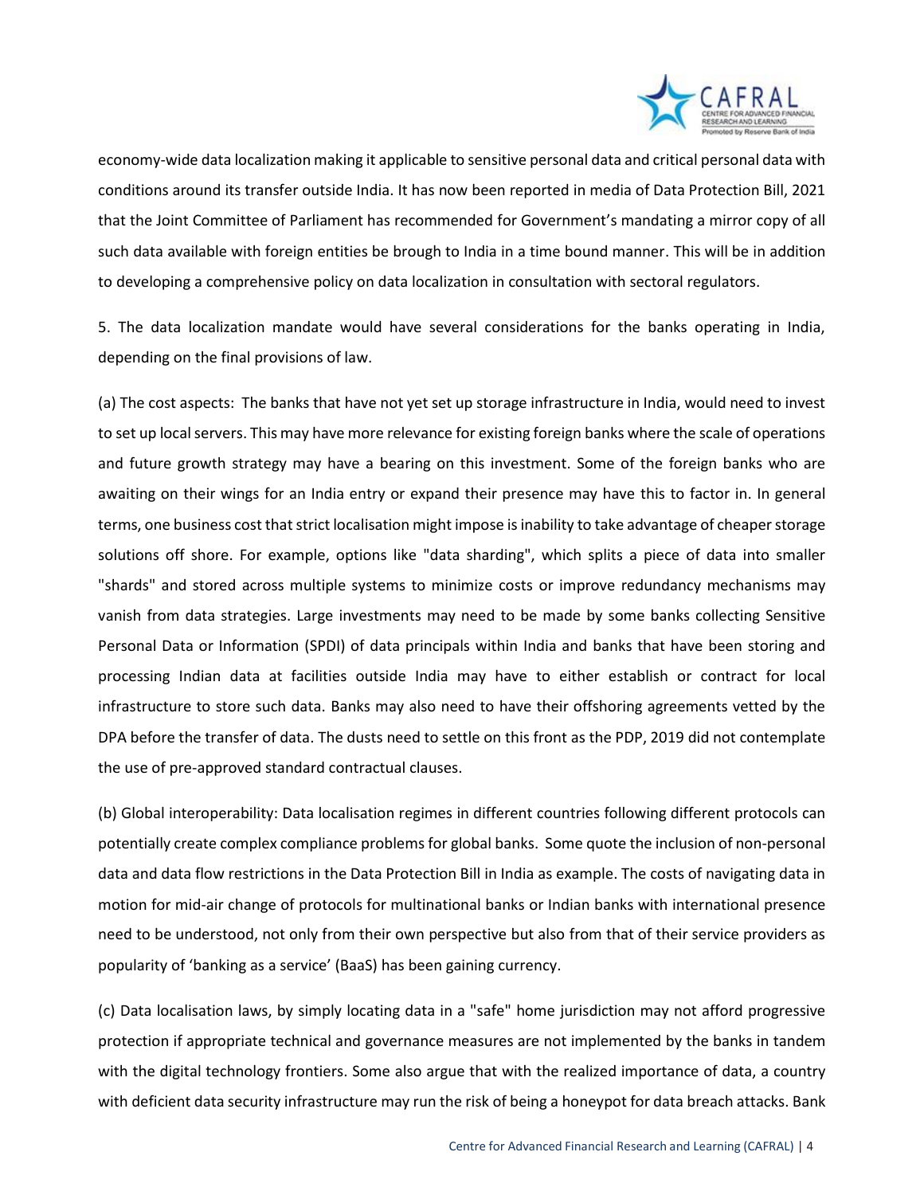economy-wide data localization making it applicable to sensitive personal data and critical personal data with conditions around its transfer outside India. It has now been reported in media of Data Protection Bill, 2021 that the Joint Committee of Parliament has recommended for Government's mandating a mirror copy of all such data available with foreign entities be brough to India in a time bound manner. This will be in addition to developing a comprehensive policy on data localization in consultation with sectoral regulators.

5. The data localization mandate would have several considerations for the banks operating in India, depending on the final provisions of law.

(a) The cost aspects: The banks that have not yet set up storage infrastructure in India, would need to invest to set up local servers. This may have more relevance for existing foreign banks where the scale of operations and future growth strategy may have a bearing on this investment. Some of the foreign banks who are awaiting on their wings for an India entry or expand their presence may have this to factor in. In general terms, one business cost that strict localisation might impose is inability to take advantage of cheaper storage solutions off shore. For example, options like "data sharding", which splits a piece of data into smaller "shards" and stored across multiple systems to minimize costs or improve redundancy mechanisms may vanish from data strategies. Large investments may need to be made by some banks collecting Sensitive Personal Data or Information (SPDI) of data principals within India and banks that have been storing and processing Indian data at facilities outside India may have to either establish or contract for local infrastructure to store such data. Banks may also need to have their offshoring agreements vetted by the DPA before the transfer of data. The dusts need to settle on this front as the PDP, 2019 did not contemplate the use of pre-approved standard contractual clauses.

(b) Global interoperability: Data localisation regimes in different countries following different protocols can potentially create complex compliance problems for global banks. Some quote the inclusion of non-personal data and data flow restrictions in the Data Protection Bill in India as example. The costs of navigating data in motion for mid-air change of protocols for multinational banks or Indian banks with international presence need to be understood, not only from their own perspective but also from that of their service providers as popularity of 'banking as a service' (BaaS) has been gaining currency.

(c) Data localisation laws, by simply locating data in a "safe" home jurisdiction may not afford progressive protection if appropriate technical and governance measures are not implemented by the banks in tandem with the digital technology frontiers. Some also argue that with the realized importance of data, a country with deficient data security infrastructure may run the risk of being a honeypot for data breach attacks. Bank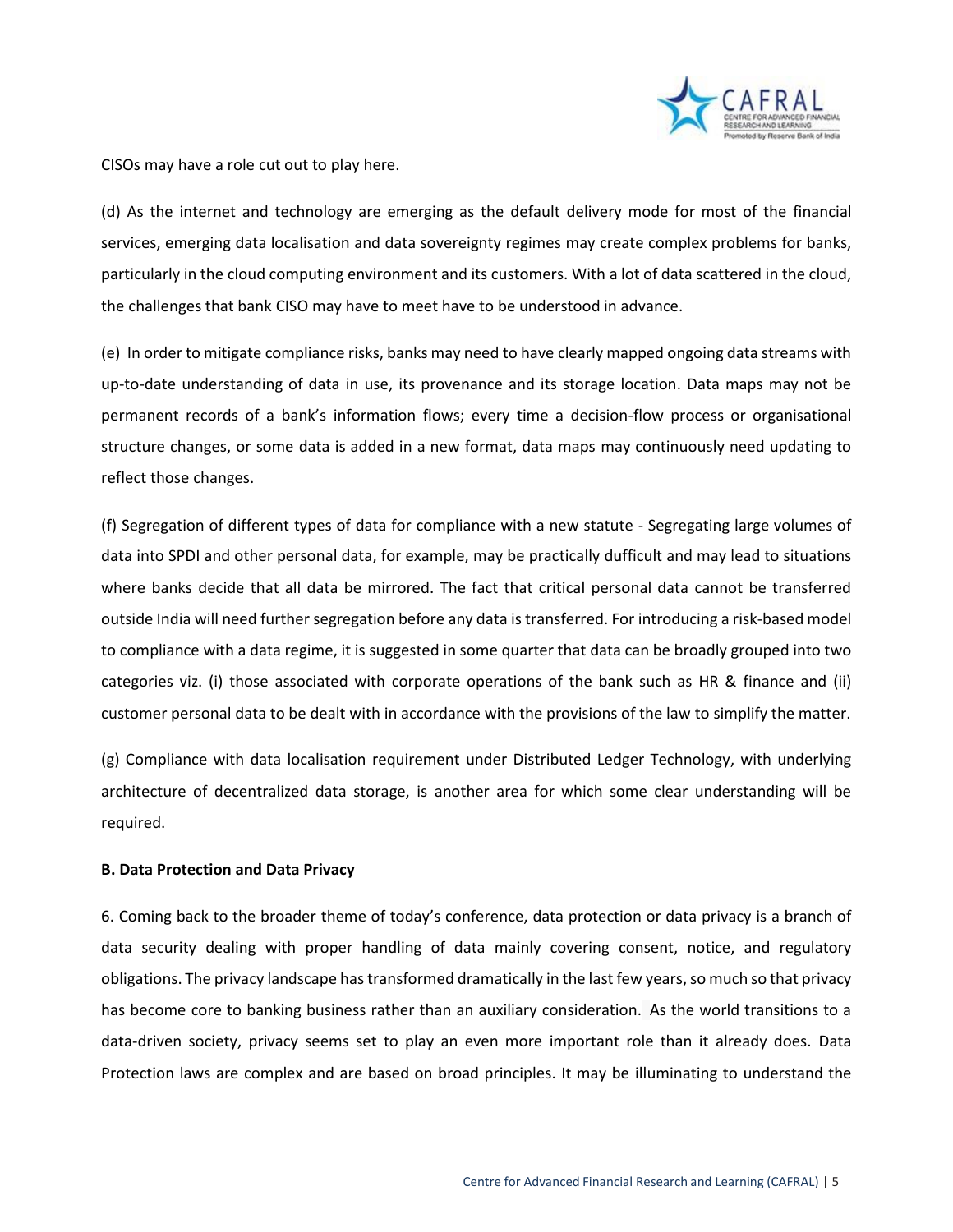CISOs may have a role cut out to play here.

(d) As the internet and technology are emerging as the default delivery mode for most of the financial services, emerging data localisation and data sovereignty regimes may create complex problems for banks, particularly in the cloud computing environment and its customers. With a lot of data scattered in the cloud, the challenges that bank CISO may have to meet have to be understood in advance.

(e) In order to mitigate compliance risks, banks may need to have clearly mapped ongoing data streams with up-to-date understanding of data in use, its provenance and its storage location. Data maps may not be permanent records of a bank's information flows; every time a decision-flow process or organisational structure changes, or some data is added in a new format, data maps may continuously need updating to reflect those changes.

(f) Segregation of different types of data for compliance with a new statute - Segregating large volumes of data into SPDI and other personal data, for example, may be practically dufficult and may lead to situations where banks decide that all data be mirrored. The fact that critical personal data cannot be transferred outside India will need further segregation before any data is transferred. For introducing a risk-based model to compliance with a data regime, it is suggested in some quarter that data can be broadly grouped into two categories viz. (i) those associated with corporate operations of the bank such as HR & finance and (ii) customer personal data to be dealt with in accordance with the provisions of the law to simplify the matter.

(g) Compliance with data localisation requirement under Distributed Ledger Technology, with underlying architecture of decentralized data storage, is another area for which some clear understanding will be required.

**B. Data Protection and Data Privacy**

6. Coming back to the broader theme of today's conference, data protection or data privacy is a branch of data security dealing with proper handling of data mainly covering consent, notice, and regulatory obligations. The privacy landscape has transformed dramatically in the last few years, so much so that privacy has become core to banking business rather than an auxiliary consideration. As the world transitions to a data-driven society, privacy seems set to play an even more important role than it already does. Data Protection laws are complex and are based on broad principles. It may be illuminating to understand the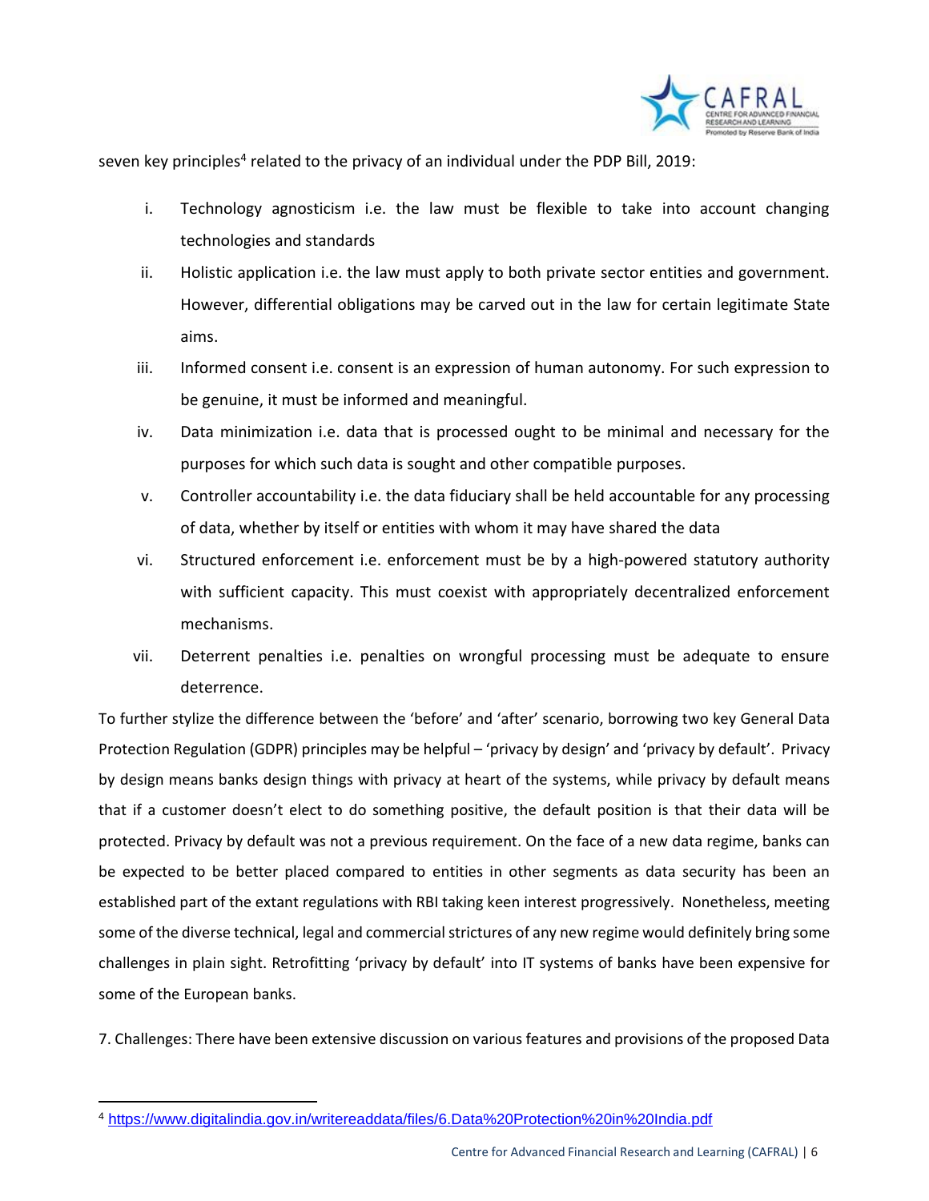seven key principles[4] related to the privacy of an individual under the PDP Bill, 2019:

i. Technology agnosticism i.e. the law must be flexible to take into account changing technologies and standards

ii. Holistic application i.e. the law must apply to both private sector entities and government. However, differential obligations may be carved out in the law for certain legitimate State aims.

iii. Informed consent i.e. consent is an expression of human autonomy. For such expression to be genuine, it must be informed and meaningful.

iv. Data minimization i.e. data that is processed ought to be minimal and necessary for the purposes for which such data is sought and other compatible purposes.

v. Controller accountability i.e. the data fiduciary shall be held accountable for any processing of data, whether by itself or entities with whom it may have shared the data

vi. Structured enforcement i.e. enforcement must be by a high-powered statutory authority with sufficient capacity. This must coexist with appropriately decentralized enforcement mechanisms.

vii. Deterrent penalties i.e. penalties on wrongful processing must be adequate to ensure deterrence.

To further stylize the difference between the 'before' and 'after' scenario, borrowing two key General Data Protection Regulation (GDPR) principles may be helpful – 'privacy by design' and 'privacy by default'. Privacy by design means banks design things with privacy at heart of the systems, while privacy by default means that if a customer doesn't elect to do something positive, the default position is that their data will be protected. Privacy by default was not a previous requirement. On the face of a new data regime, banks can be expected to be better placed compared to entities in other segments as data security has been an established part of the extant regulations with RBI taking keen interest progressively. Nonetheless, meeting some of the diverse technical, legal and commercial strictures of any new regime would definitely bring some challenges in plain sight. Retrofitting 'privacy by default' into IT systems of banks have been expensive for some of the European banks.

7. Challenges: There have been extensive discussion on various features and provisions of the proposed Data

---

[4] https://www.digitalindia.gov.in/writereaddata/files/6.Data%20Protection%20in%20India.pdf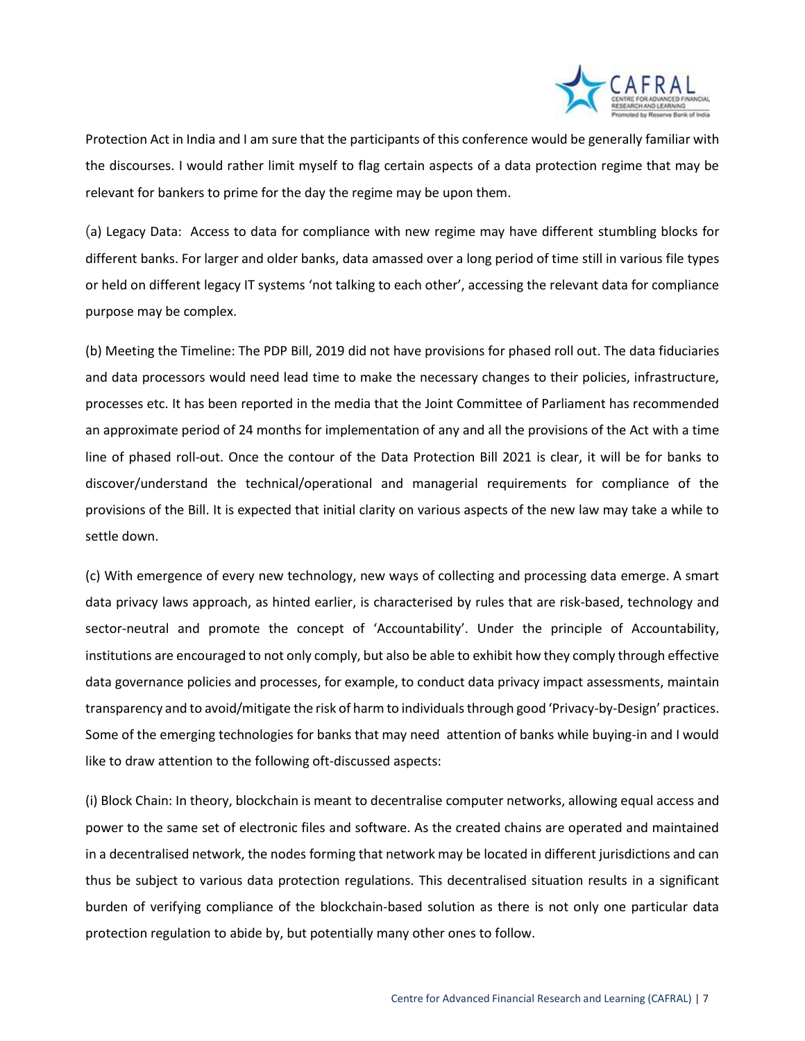Protection Act in India and I am sure that the participants of this conference would be generally familiar with the discourses. I would rather limit myself to flag certain aspects of a data protection regime that may be relevant for bankers to prime for the day the regime may be upon them.

(a) Legacy Data: Access to data for compliance with new regime may have different stumbling blocks for different banks. For larger and older banks, data amassed over a long period of time still in various file types or held on different legacy IT systems 'not talking to each other', accessing the relevant data for compliance purpose may be complex.

(b) Meeting the Timeline: The PDP Bill, 2019 did not have provisions for phased roll out. The data fiduciaries and data processors would need lead time to make the necessary changes to their policies, infrastructure, processes etc. It has been reported in the media that the Joint Committee of Parliament has recommended an approximate period of 24 months for implementation of any and all the provisions of the Act with a time line of phased roll-out. Once the contour of the Data Protection Bill 2021 is clear, it will be for banks to discover/understand the technical/operational and managerial requirements for compliance of the provisions of the Bill. It is expected that initial clarity on various aspects of the new law may take a while to settle down.

(c) With emergence of every new technology, new ways of collecting and processing data emerge. A smart data privacy laws approach, as hinted earlier, is characterised by rules that are risk-based, technology and sector-neutral and promote the concept of 'Accountability'. Under the principle of Accountability, institutions are encouraged to not only comply, but also be able to exhibit how they comply through effective data governance policies and processes, for example, to conduct data privacy impact assessments, maintain transparency and to avoid/mitigate the risk of harm to individuals through good 'Privacy-by-Design' practices. Some of the emerging technologies for banks that may need attention of banks while buying-in and I would like to draw attention to the following oft-discussed aspects:

(i) Block Chain: In theory, blockchain is meant to decentralise computer networks, allowing equal access and power to the same set of electronic files and software. As the created chains are operated and maintained in a decentralised network, the nodes forming that network may be located in different jurisdictions and can thus be subject to various data protection regulations. This decentralised situation results in a significant burden of verifying compliance of the blockchain-based solution as there is not only one particular data protection regulation to abide by, but potentially many other ones to follow.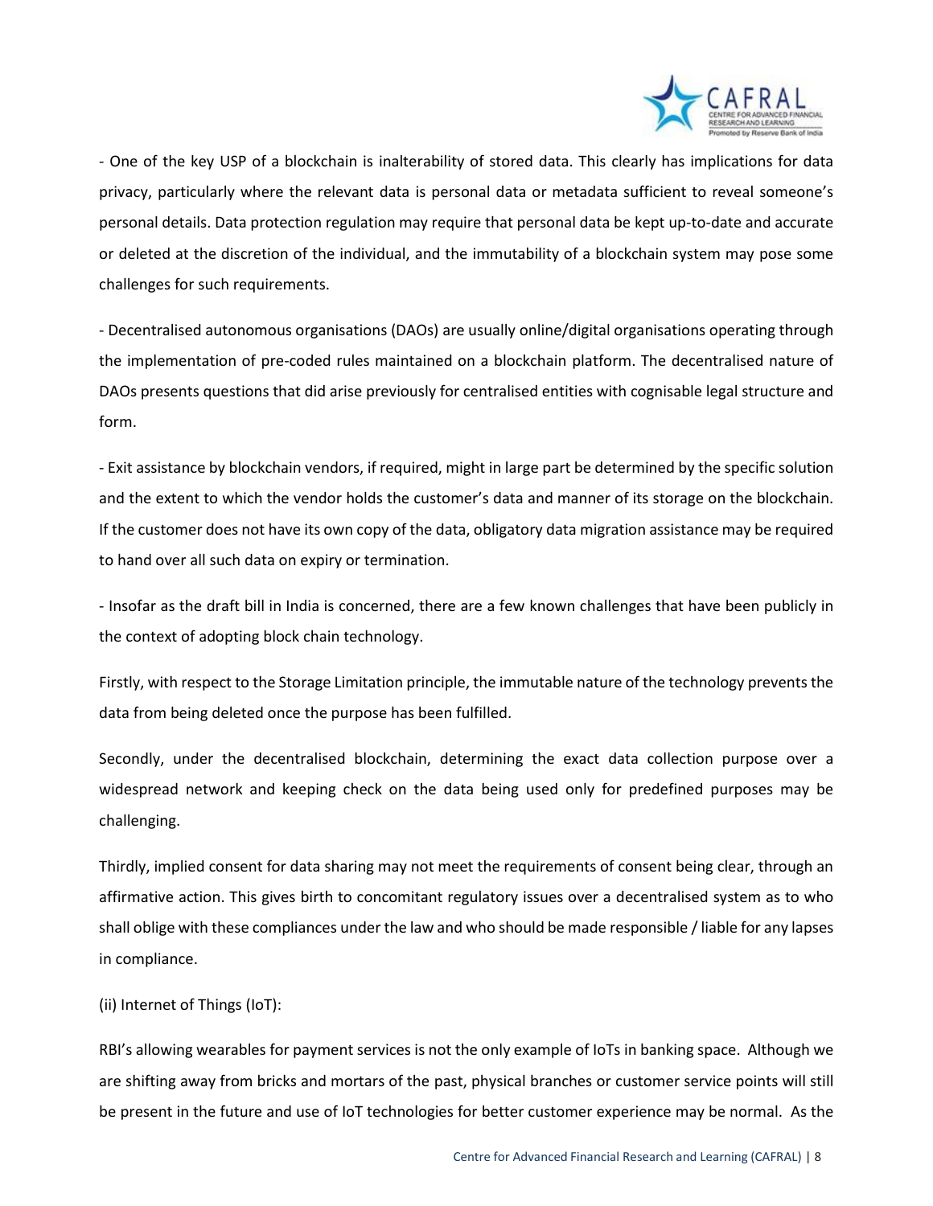- One of the key USP of a blockchain is inalterability of stored data. This clearly has implications for data privacy, particularly where the relevant data is personal data or metadata sufficient to reveal someone's personal details. Data protection regulation may require that personal data be kept up-to-date and accurate or deleted at the discretion of the individual, and the immutability of a blockchain system may pose some challenges for such requirements.

- Decentralised autonomous organisations (DAOs) are usually online/digital organisations operating through the implementation of pre-coded rules maintained on a blockchain platform. The decentralised nature of DAOs presents questions that did arise previously for centralised entities with cognisable legal structure and form.

- Exit assistance by blockchain vendors, if required, might in large part be determined by the specific solution and the extent to which the vendor holds the customer's data and manner of its storage on the blockchain. If the customer does not have its own copy of the data, obligatory data migration assistance may be required to hand over all such data on expiry or termination.

- Insofar as the draft bill in India is concerned, there are a few known challenges that have been publicly in the context of adopting block chain technology.

Firstly, with respect to the Storage Limitation principle, the immutable nature of the technology prevents the data from being deleted once the purpose has been fulfilled.

Secondly, under the decentralised blockchain, determining the exact data collection purpose over a widespread network and keeping check on the data being used only for predefined purposes may be challenging.

Thirdly, implied consent for data sharing may not meet the requirements of consent being clear, through an affirmative action. This gives birth to concomitant regulatory issues over a decentralised system as to who shall oblige with these compliances under the law and who should be made responsible / liable for any lapses in compliance.

(ii) Internet of Things (IoT):

RBI's allowing wearables for payment services is not the only example of IoTs in banking space. Although we are shifting away from bricks and mortars of the past, physical branches or customer service points will still be present in the future and use of IoT technologies for better customer experience may be normal. As the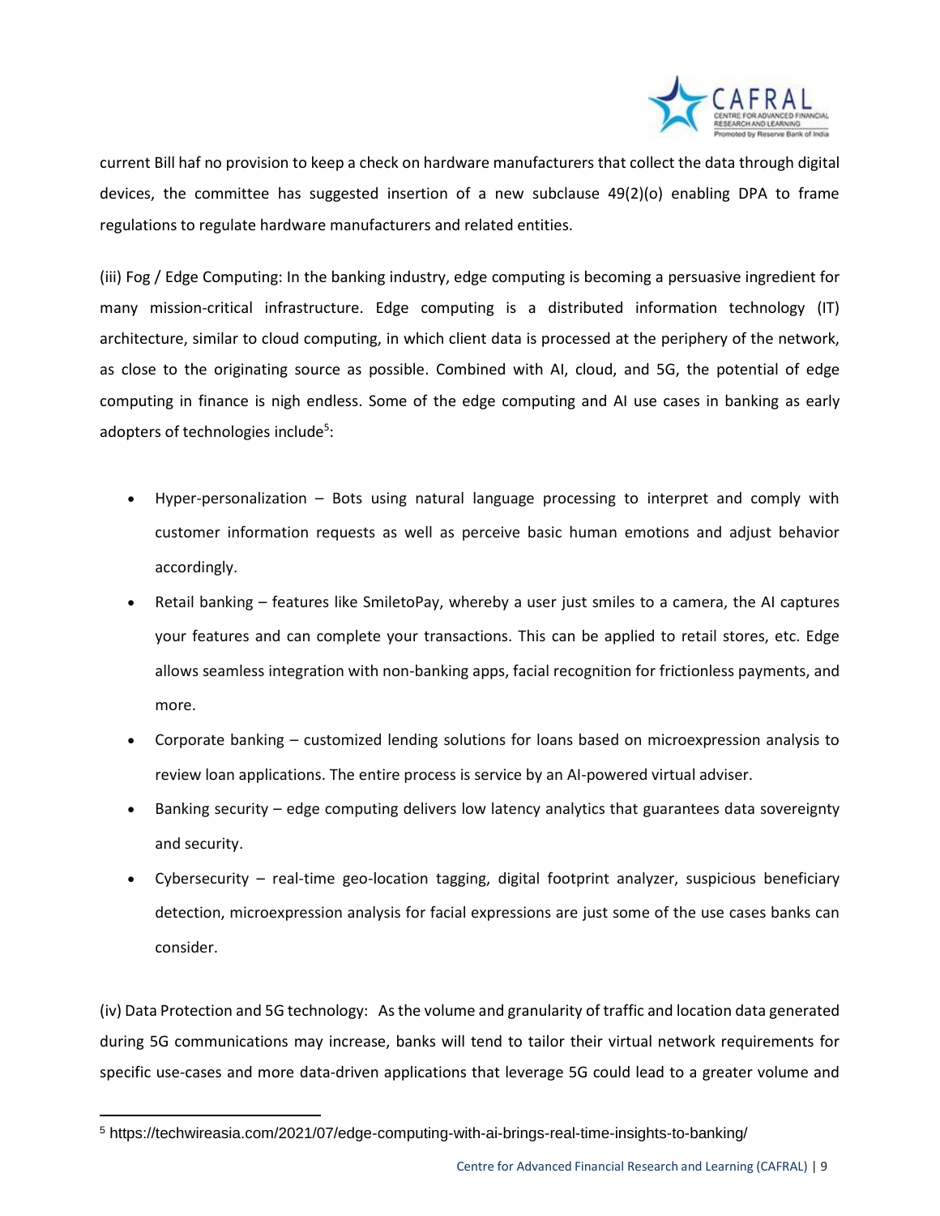current Bill haf no provision to keep a check on hardware manufacturers that collect the data through digital devices, the committee has suggested insertion of a new subclause 49(2)(o) enabling DPA to frame regulations to regulate hardware manufacturers and related entities.

(iii) Fog / Edge Computing: In the banking industry, edge computing is becoming a persuasive ingredient for many mission-critical infrastructure. Edge computing is a distributed information technology (IT) architecture, similar to cloud computing, in which client data is processed at the periphery of the network, as close to the originating source as possible. Combined with AI, cloud, and 5G, the potential of edge computing in finance is nigh endless. Some of the edge computing and AI use cases in banking as early adopters of technologies include[5]:

- Hyper-personalization – Bots using natural language processing to interpret and comply with customer information requests as well as perceive basic human emotions and adjust behavior accordingly.
- Retail banking – features like SmiletoPay, whereby a user just smiles to a camera, the AI captures your features and can complete your transactions. This can be applied to retail stores, etc. Edge allows seamless integration with non-banking apps, facial recognition for frictionless payments, and more.
- Corporate banking – customized lending solutions for loans based on microexpression analysis to review loan applications. The entire process is service by an AI-powered virtual adviser.
- Banking security – edge computing delivers low latency analytics that guarantees data sovereignty and security.
- Cybersecurity – real-time geo-location tagging, digital footprint analyzer, suspicious beneficiary detection, microexpression analysis for facial expressions are just some of the use cases banks can consider.

(iv) Data Protection and 5G technology: As the volume and granularity of traffic and location data generated during 5G communications may increase, banks will tend to tailor their virtual network requirements for specific use-cases and more data-driven applications that leverage 5G could lead to a greater volume and

[5] https://techwireasia.com/2021/07/edge-computing-with-ai-brings-real-time-insights-to-banking/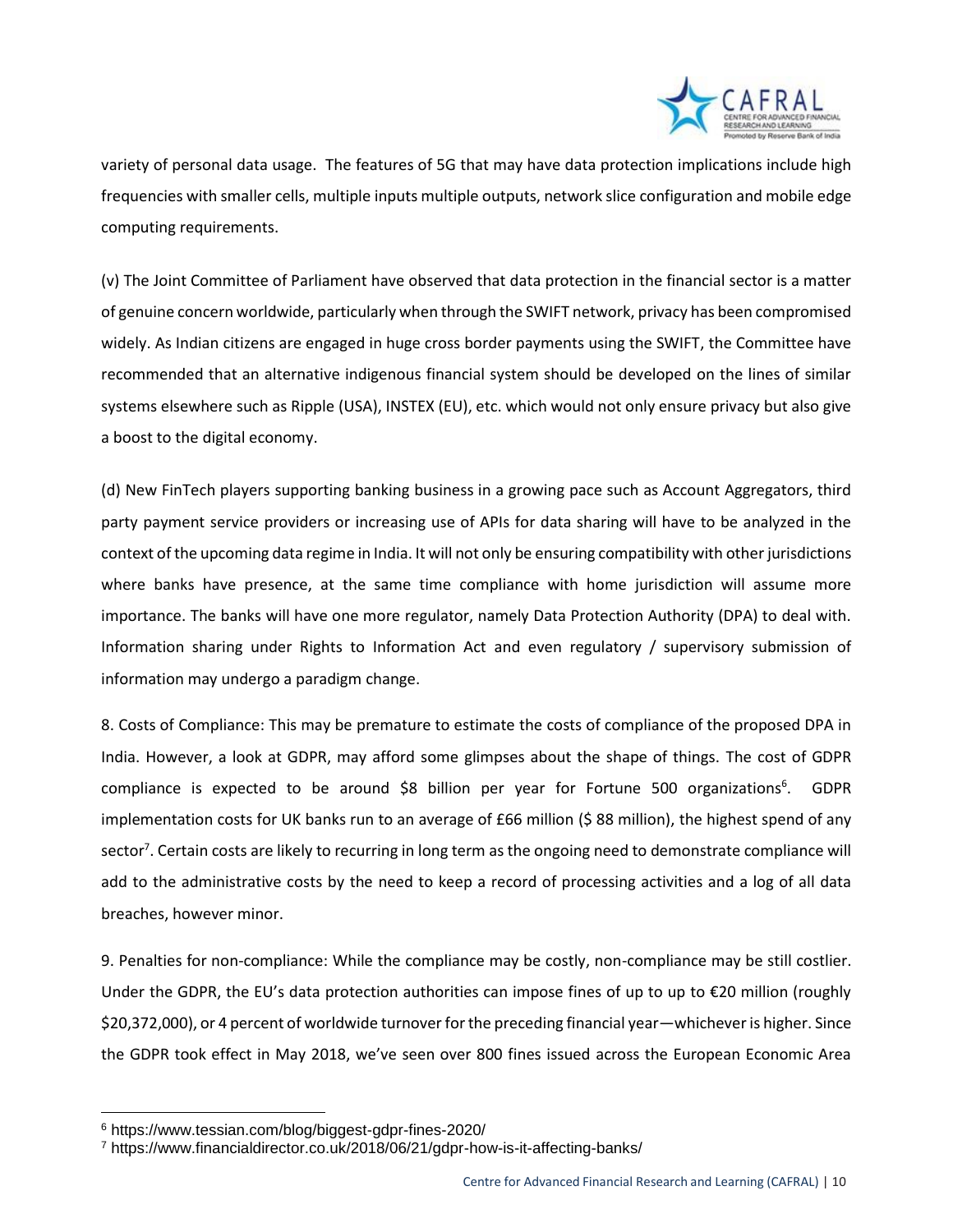variety of personal data usage. The features of 5G that may have data protection implications include high frequencies with smaller cells, multiple inputs multiple outputs, network slice configuration and mobile edge computing requirements.

(v) The Joint Committee of Parliament have observed that data protection in the financial sector is a matter of genuine concern worldwide, particularly when through the SWIFT network, privacy has been compromised widely. As Indian citizens are engaged in huge cross border payments using the SWIFT, the Committee have recommended that an alternative indigenous financial system should be developed on the lines of similar systems elsewhere such as Ripple (USA), INSTEX (EU), etc. which would not only ensure privacy but also give a boost to the digital economy.

(d) New FinTech players supporting banking business in a growing pace such as Account Aggregators, third party payment service providers or increasing use of APIs for data sharing will have to be analyzed in the context of the upcoming data regime in India. It will not only be ensuring compatibility with other jurisdictions where banks have presence, at the same time compliance with home jurisdiction will assume more importance. The banks will have one more regulator, namely Data Protection Authority (DPA) to deal with. Information sharing under Rights to Information Act and even regulatory / supervisory submission of information may undergo a paradigm change.

8. Costs of Compliance: This may be premature to estimate the costs of compliance of the proposed DPA in India. However, a look at GDPR, may afford some glimpses about the shape of things. The cost of GDPR compliance is expected to be around $8 billion per year for Fortune 500 organizations[6]. GDPR implementation costs for UK banks run to an average of £66 million ($ 88 million), the highest spend of any sector[7]. Certain costs are likely to recurring in long term as the ongoing need to demonstrate compliance will add to the administrative costs by the need to keep a record of processing activities and a log of all data breaches, however minor.

9. Penalties for non-compliance: While the compliance may be costly, non-compliance may be still costlier. Under the GDPR, the EU's data protection authorities can impose fines of up to up to €20 million (roughly $20,372,000), or 4 percent of worldwide turnover for the preceding financial year—whichever is higher. Since the GDPR took effect in May 2018, we've seen over 800 fines issued across the European Economic Area

---

[6] https://www.tessian.com/blog/biggest-gdpr-fines-2020/

[7] https://www.financialdirector.co.uk/2018/06/21/gdpr-how-is-it-affecting-banks/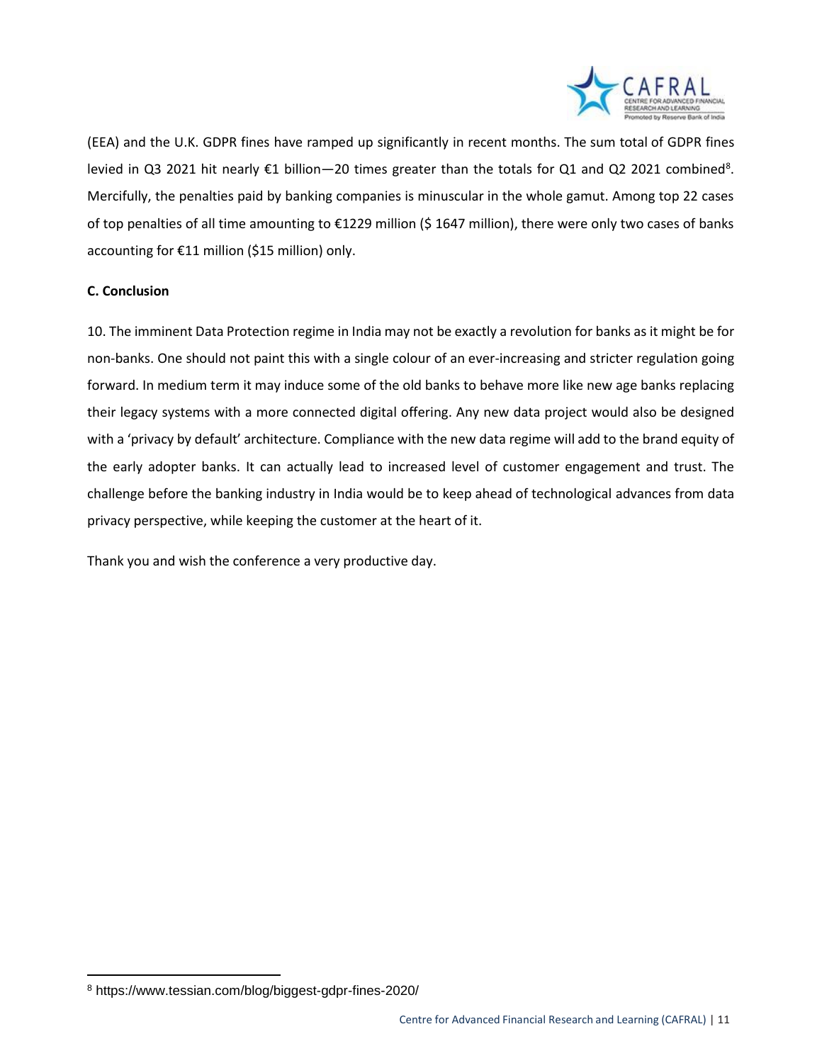(EEA) and the U.K. GDPR fines have ramped up significantly in recent months. The sum total of GDPR fines levied in Q3 2021 hit nearly €1 billion—20 times greater than the totals for Q1 and Q2 2021 combined[8]. Mercifully, the penalties paid by banking companies is minuscular in the whole gamut. Among top 22 cases of top penalties of all time amounting to €1229 million ($ 1647 million), there were only two cases of banks accounting for €11 million ($15 million) only.

**C. Conclusion**

10. The imminent Data Protection regime in India may not be exactly a revolution for banks as it might be for non-banks. One should not paint this with a single colour of an ever-increasing and stricter regulation going forward. In medium term it may induce some of the old banks to behave more like new age banks replacing their legacy systems with a more connected digital offering. Any new data project would also be designed with a 'privacy by default' architecture. Compliance with the new data regime will add to the brand equity of the early adopter banks. It can actually lead to increased level of customer engagement and trust. The challenge before the banking industry in India would be to keep ahead of technological advances from data privacy perspective, while keeping the customer at the heart of it.

Thank you and wish the conference a very productive day.

---

[8] https://www.tessian.com/blog/biggest-gdpr-fines-2020/